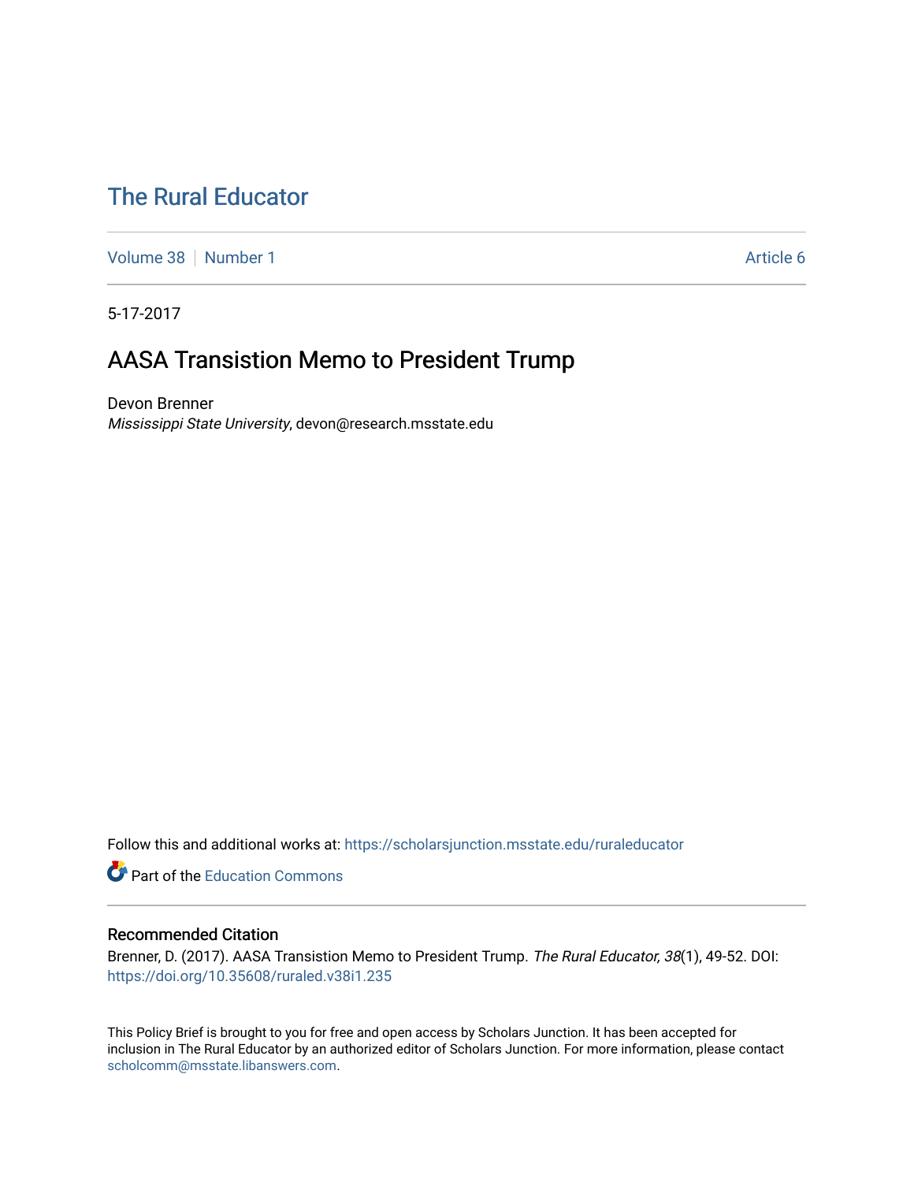# The Rural Educator

Volume 38 | Number 1 | Article 6

5-17-2017

## AASA Transistion Memo to President Trump

Devon Brenner
*Mississippi State University*, devon@research.msstate.edu

Follow this and additional works at: https://scholarsjunction.msstate.edu/ruraleducator

Part of the Education Commons

### Recommended Citation

Brenner, D. (2017). AASA Transistion Memo to President Trump. *The Rural Educator, 38*(1), 49-52. DOI: https://doi.org/10.35608/ruraled.v38i1.235

This Policy Brief is brought to you for free and open access by Scholars Junction. It has been accepted for inclusion in The Rural Educator by an authorized editor of Scholars Junction. For more information, please contact scholcomm@msstate.libanswers.com.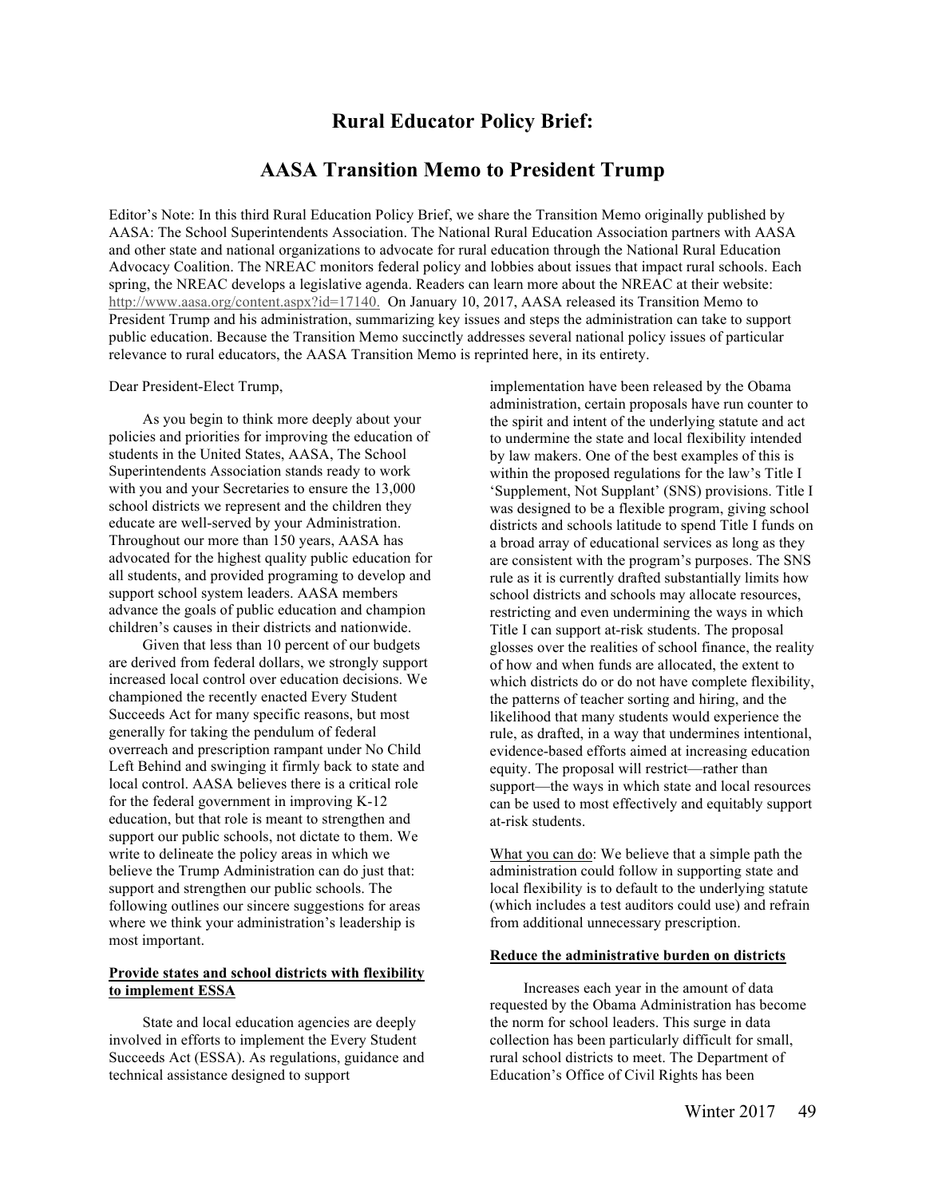# Rural Educator Policy Brief:

# AASA Transition Memo to President Trump

Editor's Note: In this third Rural Education Policy Brief, we share the Transition Memo originally published by AASA: The School Superintendents Association. The National Rural Education Association partners with AASA and other state and national organizations to advocate for rural education through the National Rural Education Advocacy Coalition. The NREAC monitors federal policy and lobbies about issues that impact rural schools. Each spring, the NREAC develops a legislative agenda. Readers can learn more about the NREAC at their website: http://www.aasa.org/content.aspx?id=17140. On January 10, 2017, AASA released its Transition Memo to President Trump and his administration, summarizing key issues and steps the administration can take to support public education. Because the Transition Memo succinctly addresses several national policy issues of particular relevance to rural educators, the AASA Transition Memo is reprinted here, in its entirety.

Dear President-Elect Trump,

As you begin to think more deeply about your policies and priorities for improving the education of students in the United States, AASA, The School Superintendents Association stands ready to work with you and your Secretaries to ensure the 13,000 school districts we represent and the children they educate are well-served by your Administration. Throughout our more than 150 years, AASA has advocated for the highest quality public education for all students, and provided programing to develop and support school system leaders. AASA members advance the goals of public education and champion children's causes in their districts and nationwide.

Given that less than 10 percent of our budgets are derived from federal dollars, we strongly support increased local control over education decisions. We championed the recently enacted Every Student Succeeds Act for many specific reasons, but most generally for taking the pendulum of federal overreach and prescription rampant under No Child Left Behind and swinging it firmly back to state and local control. AASA believes there is a critical role for the federal government in improving K-12 education, but that role is meant to strengthen and support our public schools, not dictate to them. We write to delineate the policy areas in which we believe the Trump Administration can do just that: support and strengthen our public schools. The following outlines our sincere suggestions for areas where we think your administration's leadership is most important.

**Provide states and school districts with flexibility to implement ESSA**

State and local education agencies are deeply involved in efforts to implement the Every Student Succeeds Act (ESSA). As regulations, guidance and technical assistance designed to support implementation have been released by the Obama administration, certain proposals have run counter to the spirit and intent of the underlying statute and act to undermine the state and local flexibility intended by law makers. One of the best examples of this is within the proposed regulations for the law's Title I 'Supplement, Not Supplant' (SNS) provisions. Title I was designed to be a flexible program, giving school districts and schools latitude to spend Title I funds on a broad array of educational services as long as they are consistent with the program's purposes. The SNS rule as it is currently drafted substantially limits how school districts and schools may allocate resources, restricting and even undermining the ways in which Title I can support at-risk students. The proposal glosses over the realities of school finance, the reality of how and when funds are allocated, the extent to which districts do or do not have complete flexibility, the patterns of teacher sorting and hiring, and the likelihood that many students would experience the rule, as drafted, in a way that undermines intentional, evidence-based efforts aimed at increasing education equity. The proposal will restrict—rather than support—the ways in which state and local resources can be used to most effectively and equitably support at-risk students.

What you can do: We believe that a simple path the administration could follow in supporting state and local flexibility is to default to the underlying statute (which includes a test auditors could use) and refrain from additional unnecessary prescription.

**Reduce the administrative burden on districts**

Increases each year in the amount of data requested by the Obama Administration has become the norm for school leaders. This surge in data collection has been particularly difficult for small, rural school districts to meet. The Department of Education's Office of Civil Rights has been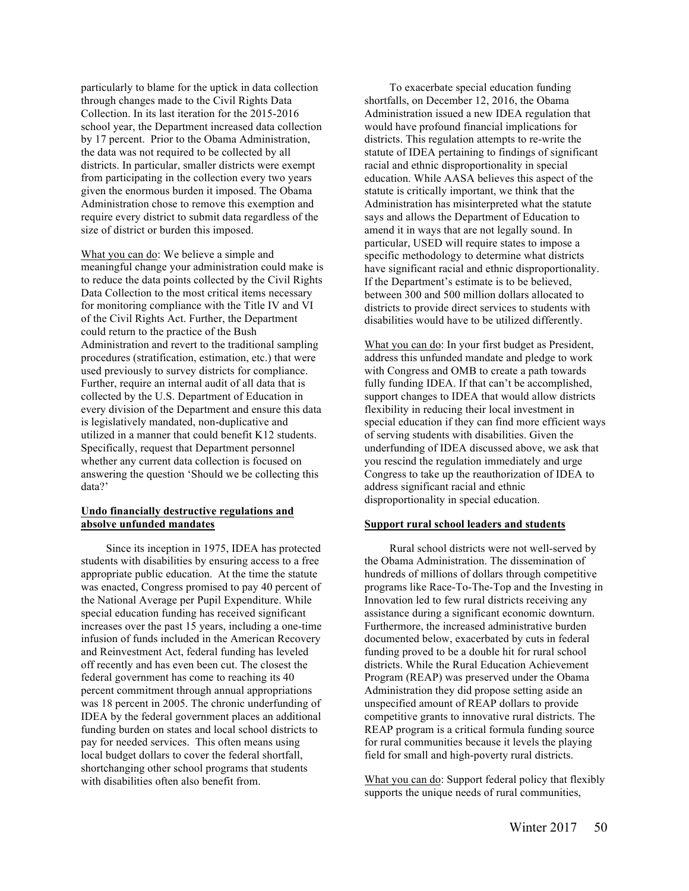particularly to blame for the uptick in data collection through changes made to the Civil Rights Data Collection. In its last iteration for the 2015-2016 school year, the Department increased data collection by 17 percent. Prior to the Obama Administration, the data was not required to be collected by all districts. In particular, smaller districts were exempt from participating in the collection every two years given the enormous burden it imposed. The Obama Administration chose to remove this exemption and require every district to submit data regardless of the size of district or burden this imposed.

<u>What you can do</u>: We believe a simple and meaningful change your administration could make is to reduce the data points collected by the Civil Rights Data Collection to the most critical items necessary for monitoring compliance with the Title IV and VI of the Civil Rights Act. Further, the Department could return to the practice of the Bush Administration and revert to the traditional sampling procedures (stratification, estimation, etc.) that were used previously to survey districts for compliance. Further, require an internal audit of all data that is collected by the U.S. Department of Education in every division of the Department and ensure this data is legislatively mandated, non-duplicative and utilized in a manner that could benefit K12 students. Specifically, request that Department personnel whether any current data collection is focused on answering the question 'Should we be collecting this data?'

**<u>Undo financially destructive regulations and absolve unfunded mandates</u>**

Since its inception in 1975, IDEA has protected students with disabilities by ensuring access to a free appropriate public education. At the time the statute was enacted, Congress promised to pay 40 percent of the National Average per Pupil Expenditure. While special education funding has received significant increases over the past 15 years, including a one-time infusion of funds included in the American Recovery and Reinvestment Act, federal funding has leveled off recently and has even been cut. The closest the federal government has come to reaching its 40 percent commitment through annual appropriations was 18 percent in 2005. The chronic underfunding of IDEA by the federal government places an additional funding burden on states and local school districts to pay for needed services. This often means using local budget dollars to cover the federal shortfall, shortchanging other school programs that students with disabilities often also benefit from.

To exacerbate special education funding shortfalls, on December 12, 2016, the Obama Administration issued a new IDEA regulation that would have profound financial implications for districts. This regulation attempts to re-write the statute of IDEA pertaining to findings of significant racial and ethnic disproportionality in special education. While AASA believes this aspect of the statute is critically important, we think that the Administration has misinterpreted what the statute says and allows the Department of Education to amend it in ways that are not legally sound. In particular, USED will require states to impose a specific methodology to determine what districts have significant racial and ethnic disproportionality. If the Department's estimate is to be believed, between 300 and 500 million dollars allocated to districts to provide direct services to students with disabilities would have to be utilized differently.

<u>What you can do</u>: In your first budget as President, address this unfunded mandate and pledge to work with Congress and OMB to create a path towards fully funding IDEA. If that can't be accomplished, support changes to IDEA that would allow districts flexibility in reducing their local investment in special education if they can find more efficient ways of serving students with disabilities. Given the underfunding of IDEA discussed above, we ask that you rescind the regulation immediately and urge Congress to take up the reauthorization of IDEA to address significant racial and ethnic disproportionality in special education.

**<u>Support rural school leaders and students</u>**

Rural school districts were not well-served by the Obama Administration. The dissemination of hundreds of millions of dollars through competitive programs like Race-To-The-Top and the Investing in Innovation led to few rural districts receiving any assistance during a significant economic downturn. Furthermore, the increased administrative burden documented below, exacerbated by cuts in federal funding proved to be a double hit for rural school districts. While the Rural Education Achievement Program (REAP) was preserved under the Obama Administration they did propose setting aside an unspecified amount of REAP dollars to provide competitive grants to innovative rural districts. The REAP program is a critical formula funding source for rural communities because it levels the playing field for small and high-poverty rural districts.

<u>What you can do</u>: Support federal policy that flexibly supports the unique needs of rural communities,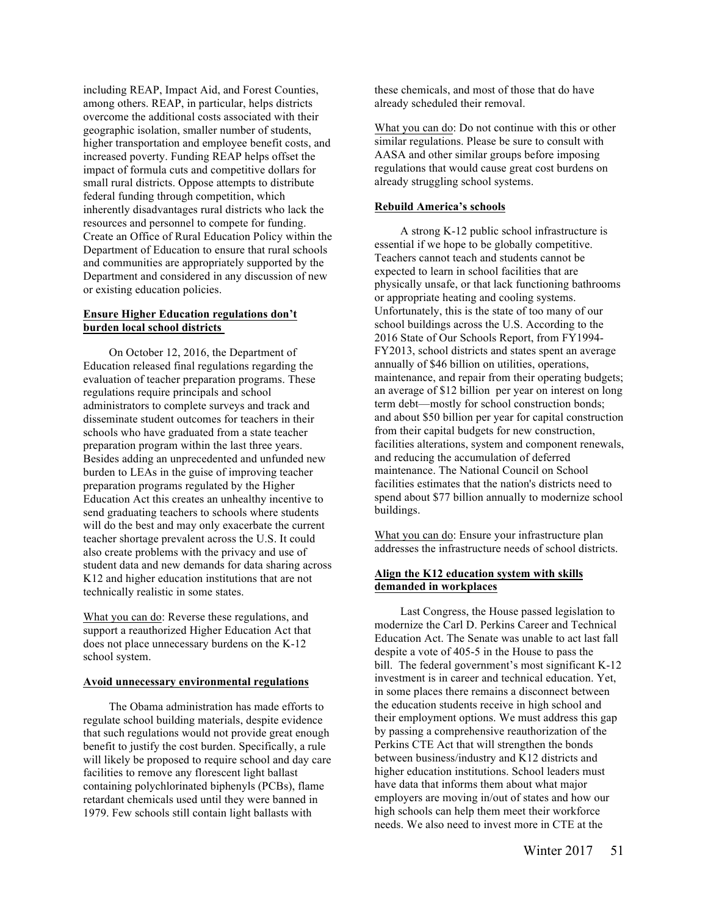including REAP, Impact Aid, and Forest Counties, among others. REAP, in particular, helps districts overcome the additional costs associated with their geographic isolation, smaller number of students, higher transportation and employee benefit costs, and increased poverty. Funding REAP helps offset the impact of formula cuts and competitive dollars for small rural districts. Oppose attempts to distribute federal funding through competition, which inherently disadvantages rural districts who lack the resources and personnel to compete for funding. Create an Office of Rural Education Policy within the Department of Education to ensure that rural schools and communities are appropriately supported by the Department and considered in any discussion of new or existing education policies.

**Ensure Higher Education regulations don't burden local school districts**

On October 12, 2016, the Department of Education released final regulations regarding the evaluation of teacher preparation programs. These regulations require principals and school administrators to complete surveys and track and disseminate student outcomes for teachers in their schools who have graduated from a state teacher preparation program within the last three years. Besides adding an unprecedented and unfunded new burden to LEAs in the guise of improving teacher preparation programs regulated by the Higher Education Act this creates an unhealthy incentive to send graduating teachers to schools where students will do the best and may only exacerbate the current teacher shortage prevalent across the U.S. It could also create problems with the privacy and use of student data and new demands for data sharing across K12 and higher education institutions that are not technically realistic in some states.

What you can do: Reverse these regulations, and support a reauthorized Higher Education Act that does not place unnecessary burdens on the K-12 school system.

**Avoid unnecessary environmental regulations**

The Obama administration has made efforts to regulate school building materials, despite evidence that such regulations would not provide great enough benefit to justify the cost burden. Specifically, a rule will likely be proposed to require school and day care facilities to remove any florescent light ballast containing polychlorinated biphenyls (PCBs), flame retardant chemicals used until they were banned in 1979. Few schools still contain light ballasts with these chemicals, and most of those that do have already scheduled their removal.

What you can do: Do not continue with this or other similar regulations. Please be sure to consult with AASA and other similar groups before imposing regulations that would cause great cost burdens on already struggling school systems.

**Rebuild America's schools**

A strong K-12 public school infrastructure is essential if we hope to be globally competitive. Teachers cannot teach and students cannot be expected to learn in school facilities that are physically unsafe, or that lack functioning bathrooms or appropriate heating and cooling systems. Unfortunately, this is the state of too many of our school buildings across the U.S. According to the 2016 State of Our Schools Report, from FY1994-FY2013, school districts and states spent an average annually of $46 billion on utilities, operations, maintenance, and repair from their operating budgets; an average of $12 billion per year on interest on long term debt—mostly for school construction bonds; and about $50 billion per year for capital construction from their capital budgets for new construction, facilities alterations, system and component renewals, and reducing the accumulation of deferred maintenance. The National Council on School facilities estimates that the nation's districts need to spend about $77 billion annually to modernize school buildings.

What you can do: Ensure your infrastructure plan addresses the infrastructure needs of school districts.

**Align the K12 education system with skills demanded in workplaces**

Last Congress, the House passed legislation to modernize the Carl D. Perkins Career and Technical Education Act. The Senate was unable to act last fall despite a vote of 405-5 in the House to pass the bill. The federal government's most significant K-12 investment is in career and technical education. Yet, in some places there remains a disconnect between the education students receive in high school and their employment options. We must address this gap by passing a comprehensive reauthorization of the Perkins CTE Act that will strengthen the bonds between business/industry and K12 districts and higher education institutions. School leaders must have data that informs them about what major employers are moving in/out of states and how our high schools can help them meet their workforce needs. We also need to invest more in CTE at the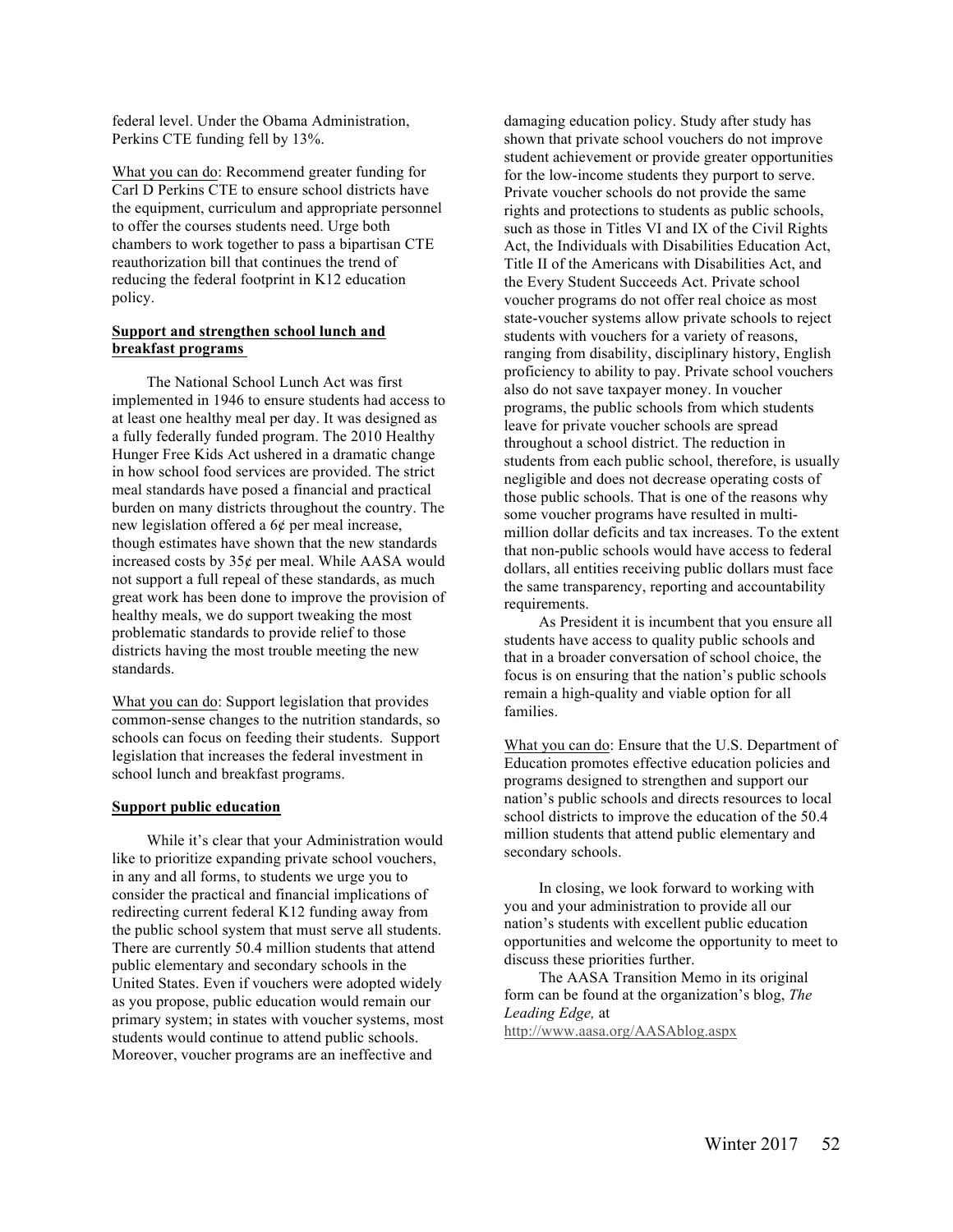federal level. Under the Obama Administration, Perkins CTE funding fell by 13%.

What you can do: Recommend greater funding for Carl D Perkins CTE to ensure school districts have the equipment, curriculum and appropriate personnel to offer the courses students need. Urge both chambers to work together to pass a bipartisan CTE reauthorization bill that continues the trend of reducing the federal footprint in K12 education policy.

**Support and strengthen school lunch and breakfast programs**

The National School Lunch Act was first implemented in 1946 to ensure students had access to at least one healthy meal per day. It was designed as a fully federally funded program. The 2010 Healthy Hunger Free Kids Act ushered in a dramatic change in how school food services are provided. The strict meal standards have posed a financial and practical burden on many districts throughout the country. The new legislation offered a 6¢ per meal increase, though estimates have shown that the new standards increased costs by 35¢ per meal. While AASA would not support a full repeal of these standards, as much great work has been done to improve the provision of healthy meals, we do support tweaking the most problematic standards to provide relief to those districts having the most trouble meeting the new standards.

What you can do: Support legislation that provides common-sense changes to the nutrition standards, so schools can focus on feeding their students. Support legislation that increases the federal investment in school lunch and breakfast programs.

**Support public education**

While it's clear that your Administration would like to prioritize expanding private school vouchers, in any and all forms, to students we urge you to consider the practical and financial implications of redirecting current federal K12 funding away from the public school system that must serve all students. There are currently 50.4 million students that attend public elementary and secondary schools in the United States. Even if vouchers were adopted widely as you propose, public education would remain our primary system; in states with voucher systems, most students would continue to attend public schools. Moreover, voucher programs are an ineffective and damaging education policy. Study after study has shown that private school vouchers do not improve student achievement or provide greater opportunities for the low-income students they purport to serve. Private voucher schools do not provide the same rights and protections to students as public schools, such as those in Titles VI and IX of the Civil Rights Act, the Individuals with Disabilities Education Act, Title II of the Americans with Disabilities Act, and the Every Student Succeeds Act. Private school voucher programs do not offer real choice as most state-voucher systems allow private schools to reject students with vouchers for a variety of reasons, ranging from disability, disciplinary history, English proficiency to ability to pay. Private school vouchers also do not save taxpayer money. In voucher programs, the public schools from which students leave for private voucher schools are spread throughout a school district. The reduction in students from each public school, therefore, is usually negligible and does not decrease operating costs of those public schools. That is one of the reasons why some voucher programs have resulted in multi-million dollar deficits and tax increases. To the extent that non-public schools would have access to federal dollars, all entities receiving public dollars must face the same transparency, reporting and accountability requirements.

As President it is incumbent that you ensure all students have access to quality public schools and that in a broader conversation of school choice, the focus is on ensuring that the nation's public schools remain a high-quality and viable option for all families.

What you can do: Ensure that the U.S. Department of Education promotes effective education policies and programs designed to strengthen and support our nation's public schools and directs resources to local school districts to improve the education of the 50.4 million students that attend public elementary and secondary schools.

In closing, we look forward to working with you and your administration to provide all our nation's students with excellent public education opportunities and welcome the opportunity to meet to discuss these priorities further.

The AASA Transition Memo in its original form can be found at the organization's blog, *The Leading Edge,* at http://www.aasa.org/AASAblog.aspx